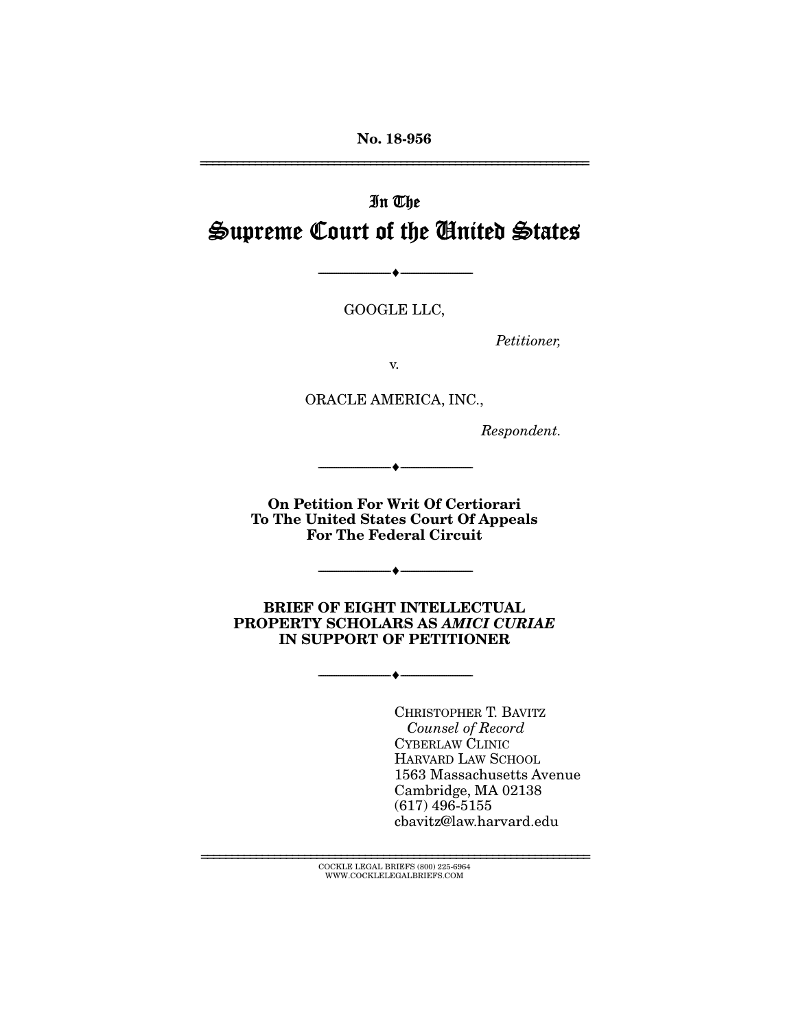No. 18-956

---

In The

# Supreme Court of the United States

---

GOOGLE LLC,

*Petitioner,*

v.

ORACLE AMERICA, INC.,

*Respondent.*

---

**On Petition For Writ Of Certiorari To The United States Court Of Appeals For The Federal Circuit**

---

**BRIEF OF EIGHT INTELLECTUAL PROPERTY SCHOLARS AS *AMICI CURIAE* IN SUPPORT OF PETITIONER**

---

CHRISTOPHER T. BAVITZ
*Counsel of Record*
CYBERLAW CLINIC
HARVARD LAW SCHOOL
1563 Massachusetts Avenue
Cambridge, MA 02138
(617) 496-5155
cbavitz@law.harvard.edu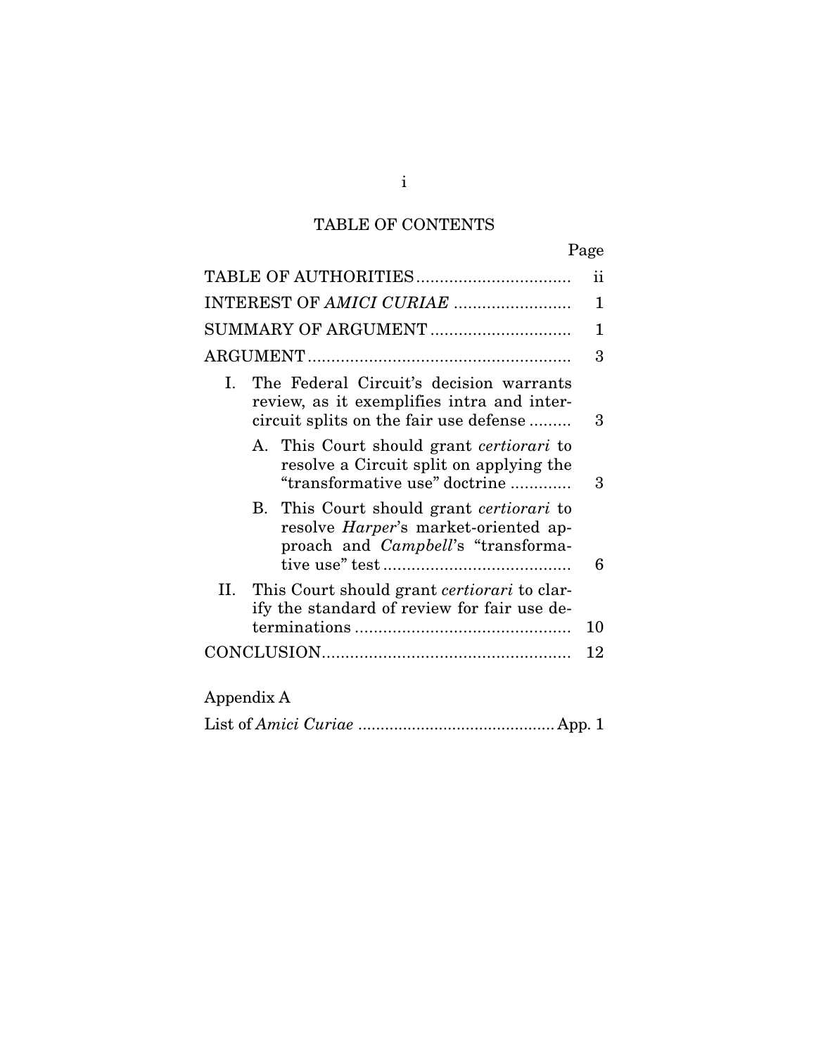# TABLE OF CONTENTS

| | Page |
|---|---|
| TABLE OF AUTHORITIES | ii |
| INTEREST OF *AMICI CURIAE* | 1 |
| SUMMARY OF ARGUMENT | 1 |
| ARGUMENT | 3 |
| I. The Federal Circuit's decision warrants review, as it exemplifies intra and inter-circuit splits on the fair use defense | 3 |
| A. This Court should grant *certiorari* to resolve a Circuit split on applying the "transformative use" doctrine | 3 |
| B. This Court should grant *certiorari* to resolve *Harper*'s market-oriented approach and *Campbell*'s "transformative use" test | 6 |
| II. This Court should grant *certiorari* to clarify the standard of review for fair use determinations | 10 |
| CONCLUSION | 12 |

Appendix A

| | |
|---|---|
| List of *Amici Curiae* | App. 1 |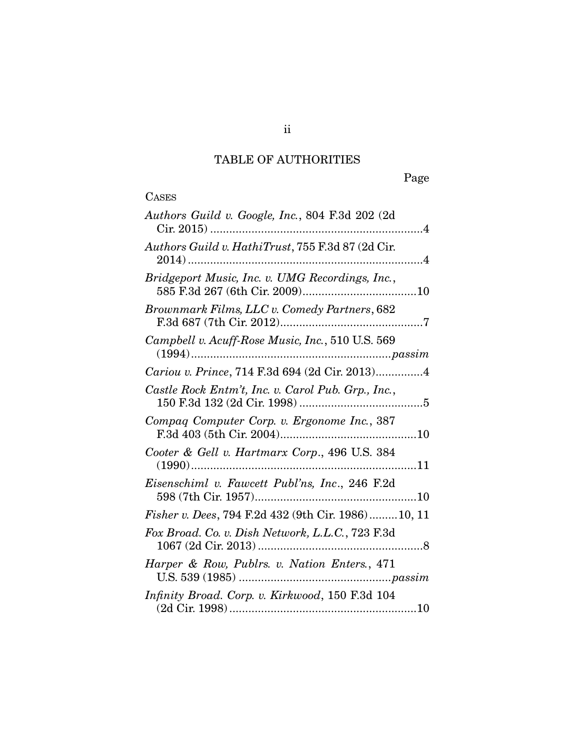# TABLE OF AUTHORITIES

Page

CASES

*Authors Guild v. Google, Inc.*, 804 F.3d 202 (2d Cir. 2015) ....................................................................4

*Authors Guild v. HathiTrust*, 755 F.3d 87 (2d Cir. 2014) ...........................................................................4

*Bridgeport Music, Inc. v. UMG Recordings, Inc.*, 585 F.3d 267 (6th Cir. 2009)....................................10

*Brownmark Films, LLC v. Comedy Partners*, 682 F.3d 687 (7th Cir. 2012).............................................7

*Campbell v. Acuff-Rose Music, Inc.*, 510 U.S. 569 (1994)...............................................................*passim*

*Cariou v. Prince*, 714 F.3d 694 (2d Cir. 2013)...............4

*Castle Rock Entm't, Inc. v. Carol Pub. Grp., Inc.*, 150 F.3d 132 (2d Cir. 1998) .......................................5

*Compaq Computer Corp. v. Ergonome Inc.*, 387 F.3d 403 (5th Cir. 2004)...........................................10

*Cooter & Gell v. Hartmarx Corp.*, 496 U.S. 384 (1990).......................................................................11

*Eisenschiml v. Fawcett Publ'ns, Inc.*, 246 F.2d 598 (7th Cir. 1957)...................................................10

*Fisher v. Dees*, 794 F.2d 432 (9th Cir. 1986).........10, 11

*Fox Broad. Co. v. Dish Network, L.L.C.*, 723 F.3d 1067 (2d Cir. 2013) ....................................................8

*Harper & Row, Publrs. v. Nation Enters.*, 471 U.S. 539 (1985) ...............................................*passim*

*Infinity Broad. Corp. v. Kirkwood*, 150 F.3d 104 (2d Cir. 1998)...........................................................10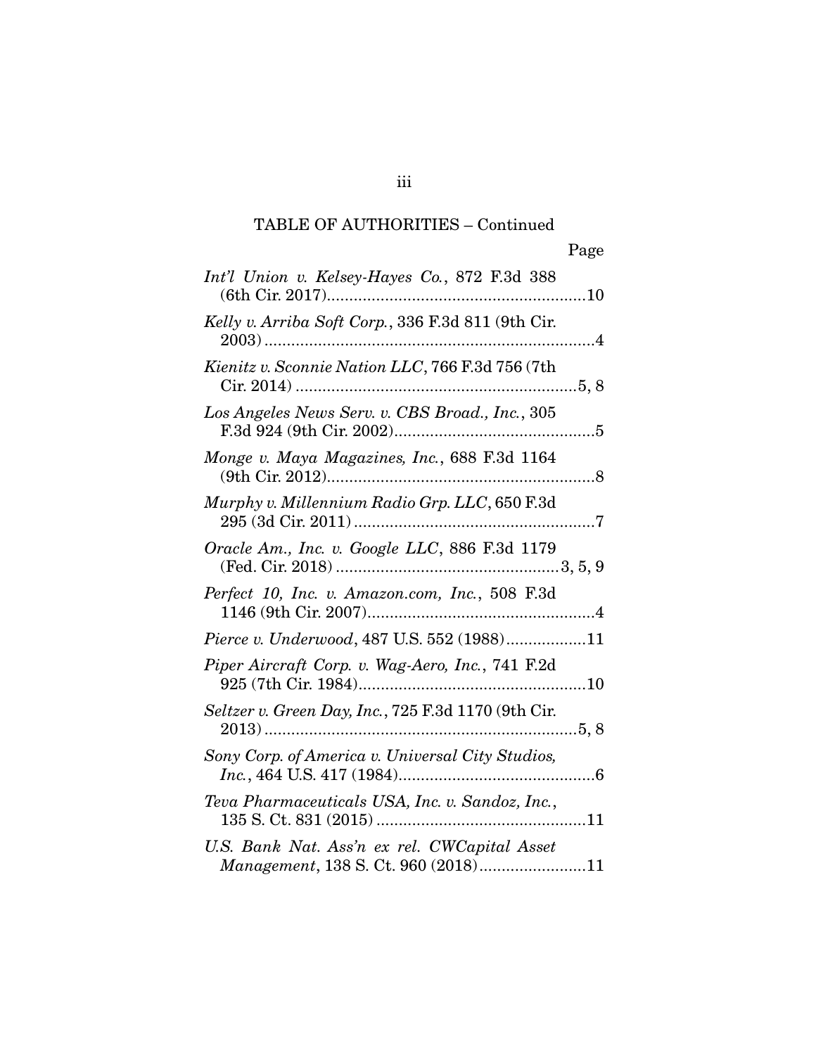TABLE OF AUTHORITIES – Continued

Page

*Int'l Union v. Kelsey-Hayes Co.*, 872 F.3d 388 (6th Cir. 2017)....................10

*Kelly v. Arriba Soft Corp.*, 336 F.3d 811 (9th Cir. 2003)....................4

*Kienitz v. Sconnie Nation LLC*, 766 F.3d 756 (7th Cir. 2014)....................5, 8

*Los Angeles News Serv. v. CBS Broad., Inc.*, 305 F.3d 924 (9th Cir. 2002)....................5

*Monge v. Maya Magazines, Inc.*, 688 F.3d 1164 (9th Cir. 2012)....................8

*Murphy v. Millennium Radio Grp. LLC*, 650 F.3d 295 (3d Cir. 2011)....................7

*Oracle Am., Inc. v. Google LLC*, 886 F.3d 1179 (Fed. Cir. 2018)....................3, 5, 9

*Perfect 10, Inc. v. Amazon.com, Inc.*, 508 F.3d 1146 (9th Cir. 2007)....................4

*Pierce v. Underwood*, 487 U.S. 552 (1988)....................11

*Piper Aircraft Corp. v. Wag-Aero, Inc.*, 741 F.2d 925 (7th Cir. 1984)....................10

*Seltzer v. Green Day, Inc.*, 725 F.3d 1170 (9th Cir. 2013)....................5, 8

*Sony Corp. of America v. Universal City Studios, Inc.*, 464 U.S. 417 (1984)....................6

*Teva Pharmaceuticals USA, Inc. v. Sandoz, Inc.*, 135 S. Ct. 831 (2015)....................11

*U.S. Bank Nat. Ass'n ex rel. CWCapital Asset Management*, 138 S. Ct. 960 (2018)....................11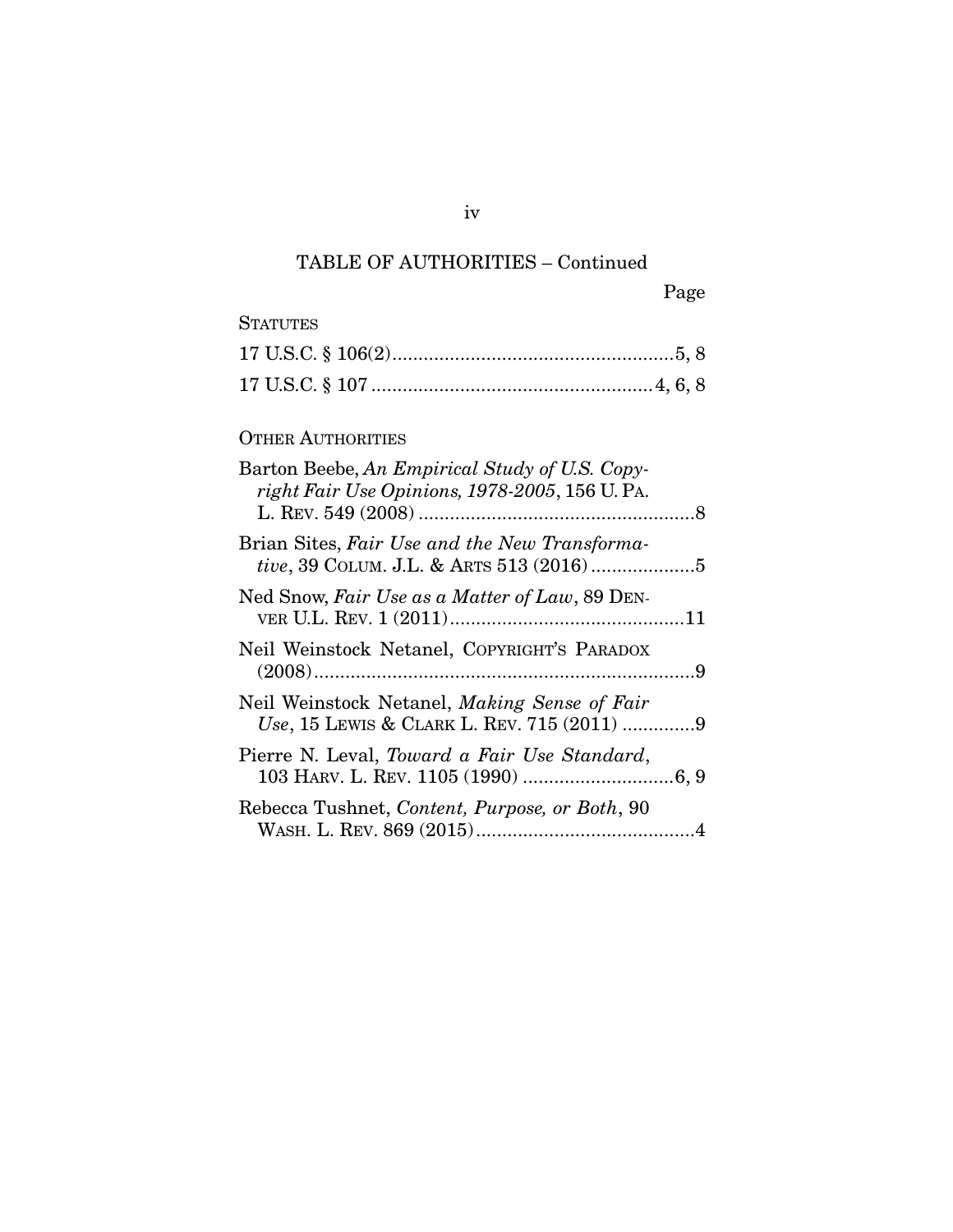TABLE OF AUTHORITIES – Continued

Page

STATUTES

17 U.S.C. § 106(2) ......................................................5, 8

17 U.S.C. § 107 ......................................................4, 6, 8

OTHER AUTHORITIES

Barton Beebe, *An Empirical Study of U.S. Copyright Fair Use Opinions, 1978-2005*, 156 U. PA. L. REV. 549 (2008) ......................................................8

Brian Sites, *Fair Use and the New Transformative*, 39 COLUM. J.L. & ARTS 513 (2016) ....................5

Ned Snow, *Fair Use as a Matter of Law*, 89 DENVER U.L. REV. 1 (2011) ............................................11

Neil Weinstock Netanel, COPYRIGHT'S PARADOX (2008) ........................................................................9

Neil Weinstock Netanel, *Making Sense of Fair Use*, 15 LEWIS & CLARK L. REV. 715 (2011) ..............9

Pierre N. Leval, *Toward a Fair Use Standard*, 103 HARV. L. REV. 1105 (1990) .............................6, 9

Rebecca Tushnet, *Content, Purpose, or Both*, 90 WASH. L. REV. 869 (2015) ..........................................4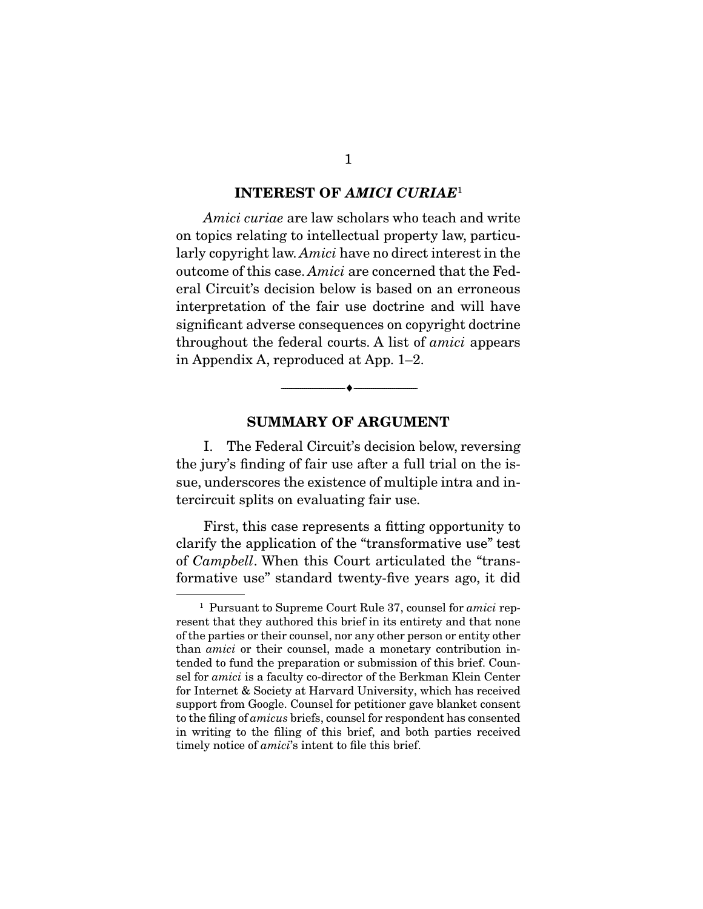## INTEREST OF *AMICI CURIAE*[1]

*Amici curiae* are law scholars who teach and write on topics relating to intellectual property law, particularly copyright law. *Amici* have no direct interest in the outcome of this case. *Amici* are concerned that the Federal Circuit's decision below is based on an erroneous interpretation of the fair use doctrine and will have significant adverse consequences on copyright doctrine throughout the federal courts. A list of *amici* appears in Appendix A, reproduced at App. 1–2.

## SUMMARY OF ARGUMENT

I. The Federal Circuit's decision below, reversing the jury's finding of fair use after a full trial on the issue, underscores the existence of multiple intra and intercircuit splits on evaluating fair use.

First, this case represents a fitting opportunity to clarify the application of the "transformative use" test of *Campbell*. When this Court articulated the "transformative use" standard twenty-five years ago, it did

[1] Pursuant to Supreme Court Rule 37, counsel for *amici* represent that they authored this brief in its entirety and that none of the parties or their counsel, nor any other person or entity other than *amici* or their counsel, made a monetary contribution intended to fund the preparation or submission of this brief. Counsel for *amici* is a faculty co-director of the Berkman Klein Center for Internet & Society at Harvard University, which has received support from Google. Counsel for petitioner gave blanket consent to the filing of *amicus* briefs, counsel for respondent has consented in writing to the filing of this brief, and both parties received timely notice of *amici*'s intent to file this brief.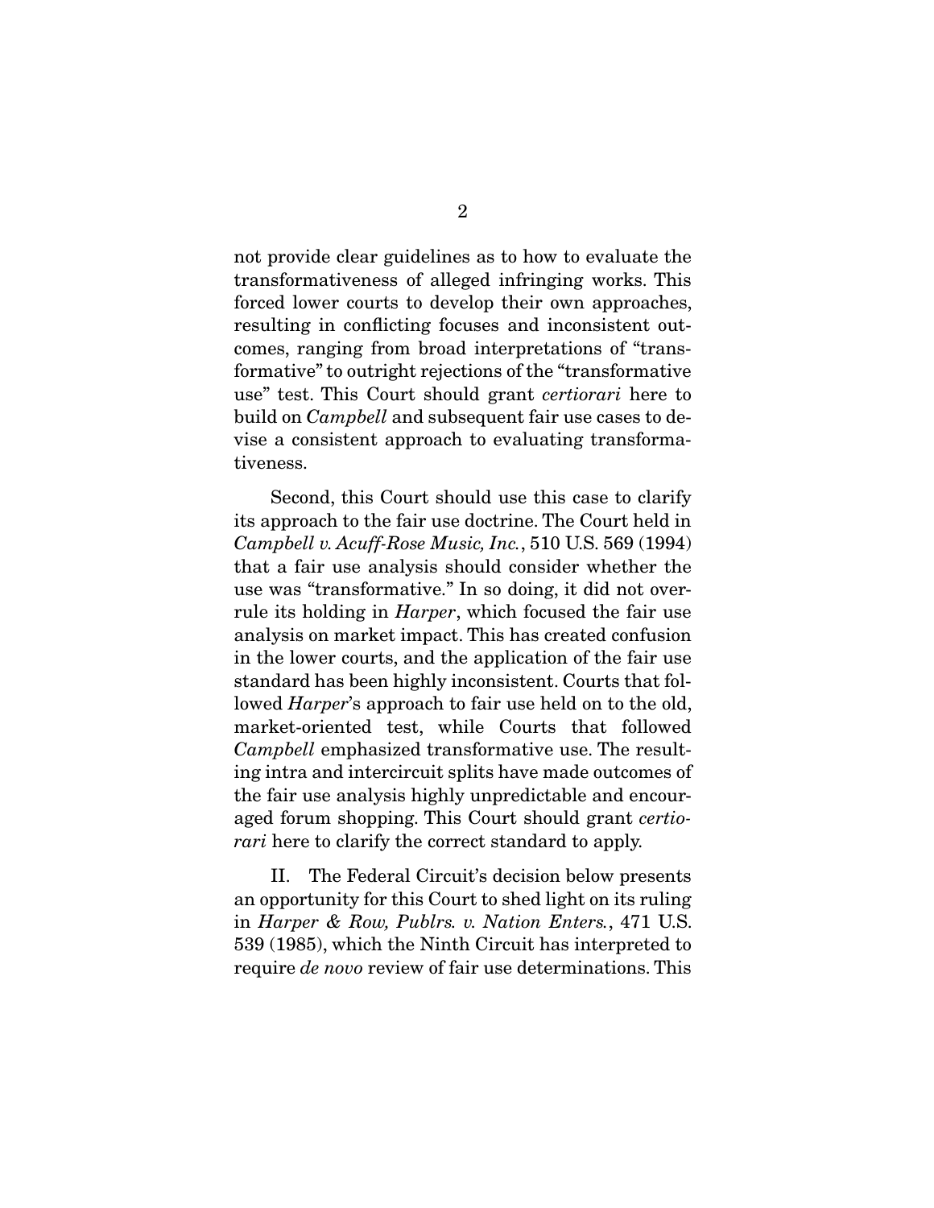not provide clear guidelines as to how to evaluate the transformativeness of alleged infringing works. This forced lower courts to develop their own approaches, resulting in conflicting focuses and inconsistent outcomes, ranging from broad interpretations of "transformative" to outright rejections of the "transformative use" test. This Court should grant *certiorari* here to build on *Campbell* and subsequent fair use cases to devise a consistent approach to evaluating transformativeness.

Second, this Court should use this case to clarify its approach to the fair use doctrine. The Court held in *Campbell v. Acuff-Rose Music, Inc.*, 510 U.S. 569 (1994) that a fair use analysis should consider whether the use was "transformative." In so doing, it did not overrule its holding in *Harper*, which focused the fair use analysis on market impact. This has created confusion in the lower courts, and the application of the fair use standard has been highly inconsistent. Courts that followed *Harper*'s approach to fair use held on to the old, market-oriented test, while Courts that followed *Campbell* emphasized transformative use. The resulting intra and intercircuit splits have made outcomes of the fair use analysis highly unpredictable and encouraged forum shopping. This Court should grant *certiorari* here to clarify the correct standard to apply.

II. The Federal Circuit's decision below presents an opportunity for this Court to shed light on its ruling in *Harper & Row, Publrs. v. Nation Enters.*, 471 U.S. 539 (1985), which the Ninth Circuit has interpreted to require *de novo* review of fair use determinations. This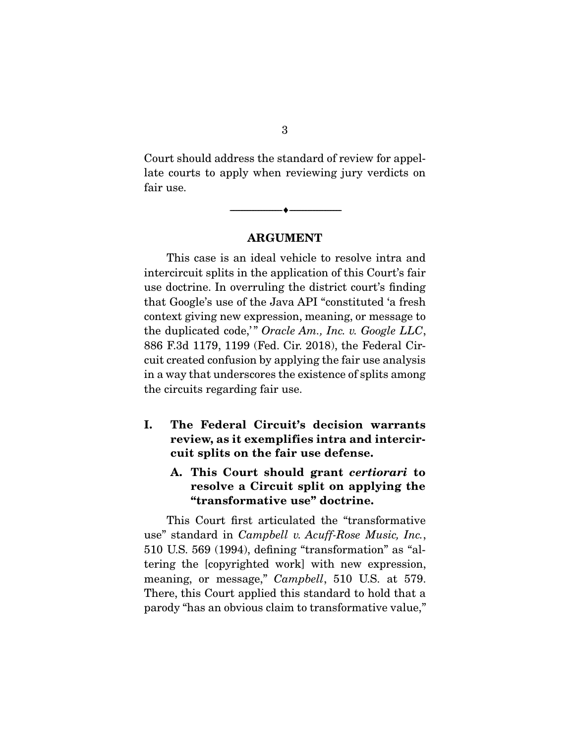Court should address the standard of review for appellate courts to apply when reviewing jury verdicts on fair use.

---

## ARGUMENT

This case is an ideal vehicle to resolve intra and intercircuit splits in the application of this Court's fair use doctrine. In overruling the district court's finding that Google's use of the Java API "constituted 'a fresh context giving new expression, meaning, or message to the duplicated code,'" *Oracle Am., Inc. v. Google LLC*, 886 F.3d 1179, 1199 (Fed. Cir. 2018), the Federal Circuit created confusion by applying the fair use analysis in a way that underscores the existence of splits among the circuits regarding fair use.

### I. The Federal Circuit's decision warrants review, as it exemplifies intra and intercircuit splits on the fair use defense.

#### A. This Court should grant *certiorari* to resolve a Circuit split on applying the "transformative use" doctrine.

This Court first articulated the "transformative use" standard in *Campbell v. Acuff-Rose Music, Inc.*, 510 U.S. 569 (1994), defining "transformation" as "altering the [copyrighted work] with new expression, meaning, or message," *Campbell*, 510 U.S. at 579. There, this Court applied this standard to hold that a parody "has an obvious claim to transformative value,"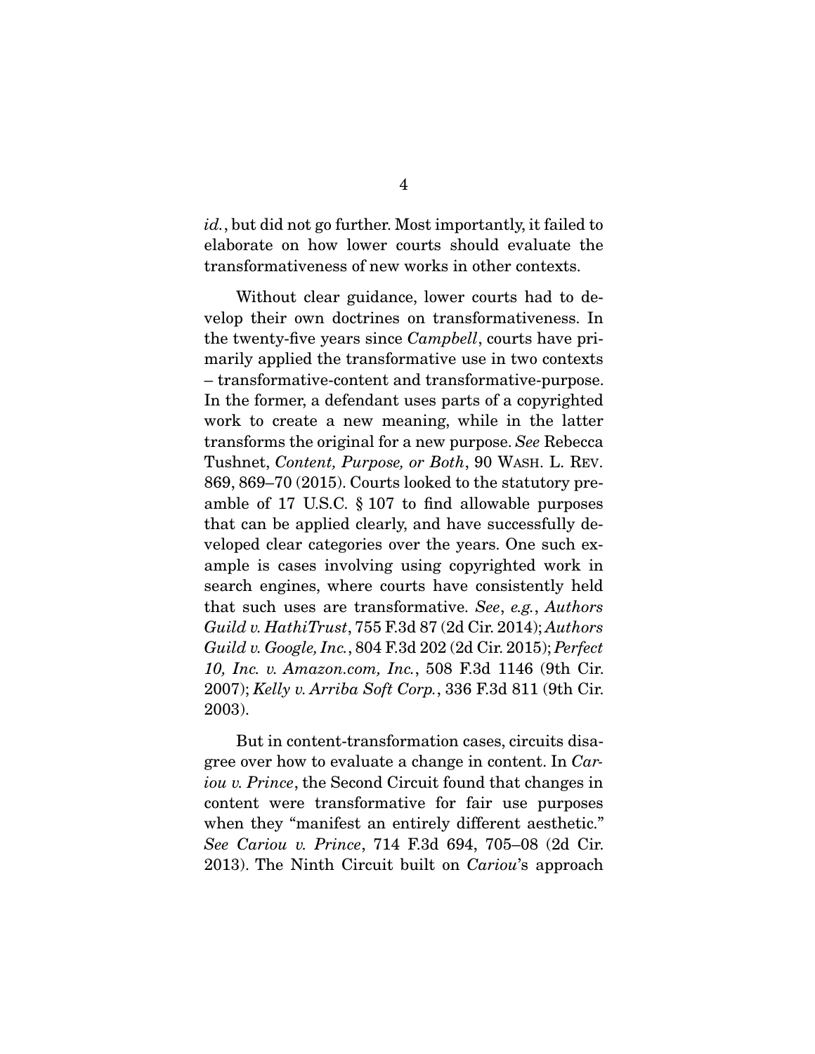*id.*, but did not go further. Most importantly, it failed to elaborate on how lower courts should evaluate the transformativeness of new works in other contexts.

Without clear guidance, lower courts had to develop their own doctrines on transformativeness. In the twenty-five years since *Campbell*, courts have primarily applied the transformative use in two contexts – transformative-content and transformative-purpose. In the former, a defendant uses parts of a copyrighted work to create a new meaning, while in the latter transforms the original for a new purpose. *See* Rebecca Tushnet, *Content, Purpose, or Both*, 90 WASH. L. REV. 869, 869–70 (2015). Courts looked to the statutory preamble of 17 U.S.C. § 107 to find allowable purposes that can be applied clearly, and have successfully developed clear categories over the years. One such example is cases involving using copyrighted work in search engines, where courts have consistently held that such uses are transformative. *See*, *e.g.*, *Authors Guild v. HathiTrust*, 755 F.3d 87 (2d Cir. 2014); *Authors Guild v. Google, Inc.*, 804 F.3d 202 (2d Cir. 2015); *Perfect 10, Inc. v. Amazon.com, Inc.*, 508 F.3d 1146 (9th Cir. 2007); *Kelly v. Arriba Soft Corp.*, 336 F.3d 811 (9th Cir. 2003).

But in content-transformation cases, circuits disagree over how to evaluate a change in content. In *Cariou v. Prince*, the Second Circuit found that changes in content were transformative for fair use purposes when they "manifest an entirely different aesthetic." *See Cariou v. Prince*, 714 F.3d 694, 705–08 (2d Cir. 2013). The Ninth Circuit built on *Cariou*'s approach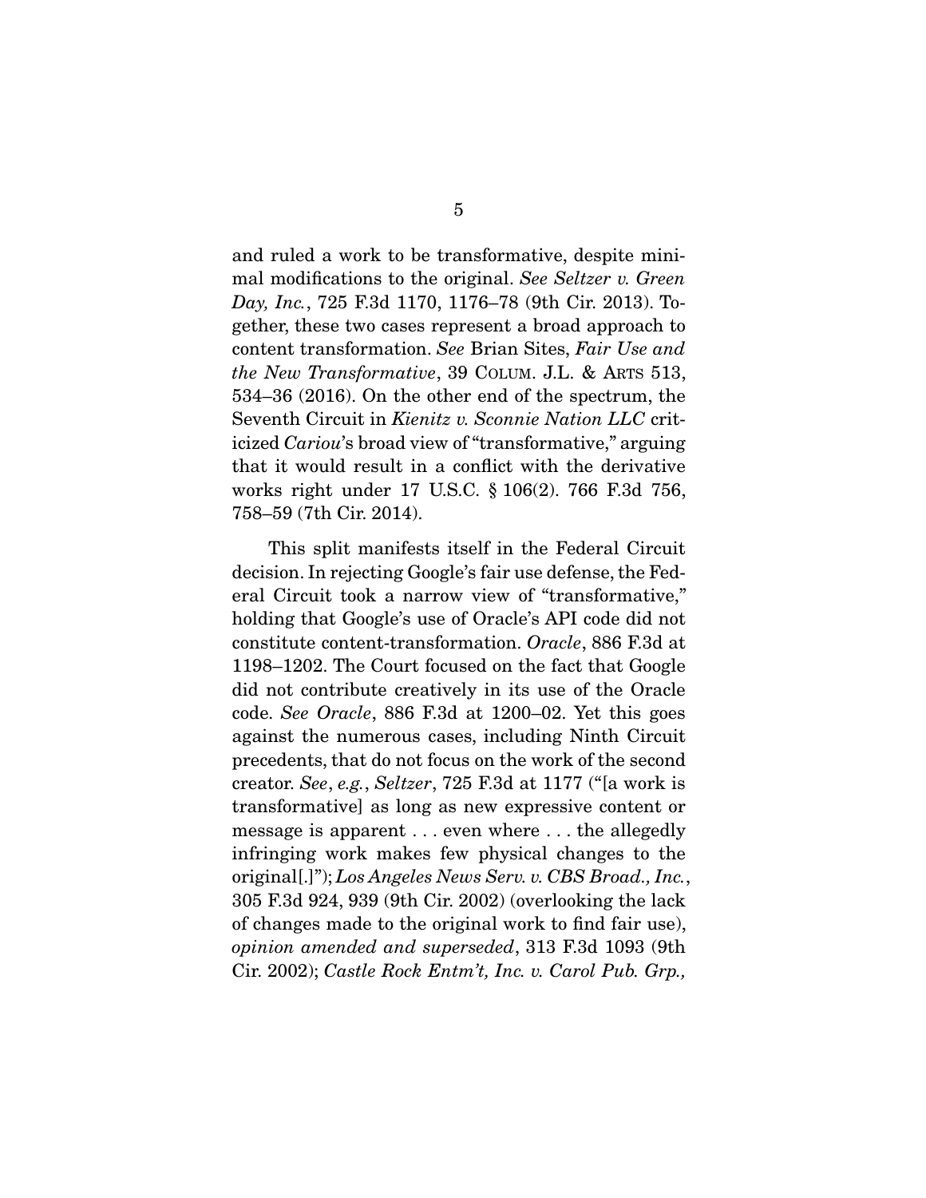and ruled a work to be transformative, despite minimal modifications to the original. *See Seltzer v. Green Day, Inc.*, 725 F.3d 1170, 1176–78 (9th Cir. 2013). Together, these two cases represent a broad approach to content transformation. *See* Brian Sites, *Fair Use and the New Transformative*, 39 COLUM. J.L. & ARTS 513, 534–36 (2016). On the other end of the spectrum, the Seventh Circuit in *Kienitz v. Sconnie Nation LLC* criticized *Cariou*'s broad view of "transformative," arguing that it would result in a conflict with the derivative works right under 17 U.S.C. § 106(2). 766 F.3d 756, 758–59 (7th Cir. 2014).

This split manifests itself in the Federal Circuit decision. In rejecting Google's fair use defense, the Federal Circuit took a narrow view of "transformative," holding that Google's use of Oracle's API code did not constitute content-transformation. *Oracle*, 886 F.3d at 1198–1202. The Court focused on the fact that Google did not contribute creatively in its use of the Oracle code. *See Oracle*, 886 F.3d at 1200–02. Yet this goes against the numerous cases, including Ninth Circuit precedents, that do not focus on the work of the second creator. *See*, *e.g.*, *Seltzer*, 725 F.3d at 1177 ("[a work is transformative] as long as new expressive content or message is apparent . . . even where . . . the allegedly infringing work makes few physical changes to the original[.]"); *Los Angeles News Serv. v. CBS Broad., Inc.*, 305 F.3d 924, 939 (9th Cir. 2002) (overlooking the lack of changes made to the original work to find fair use), *opinion amended and superseded*, 313 F.3d 1093 (9th Cir. 2002); *Castle Rock Entm't, Inc. v. Carol Pub. Grp.,*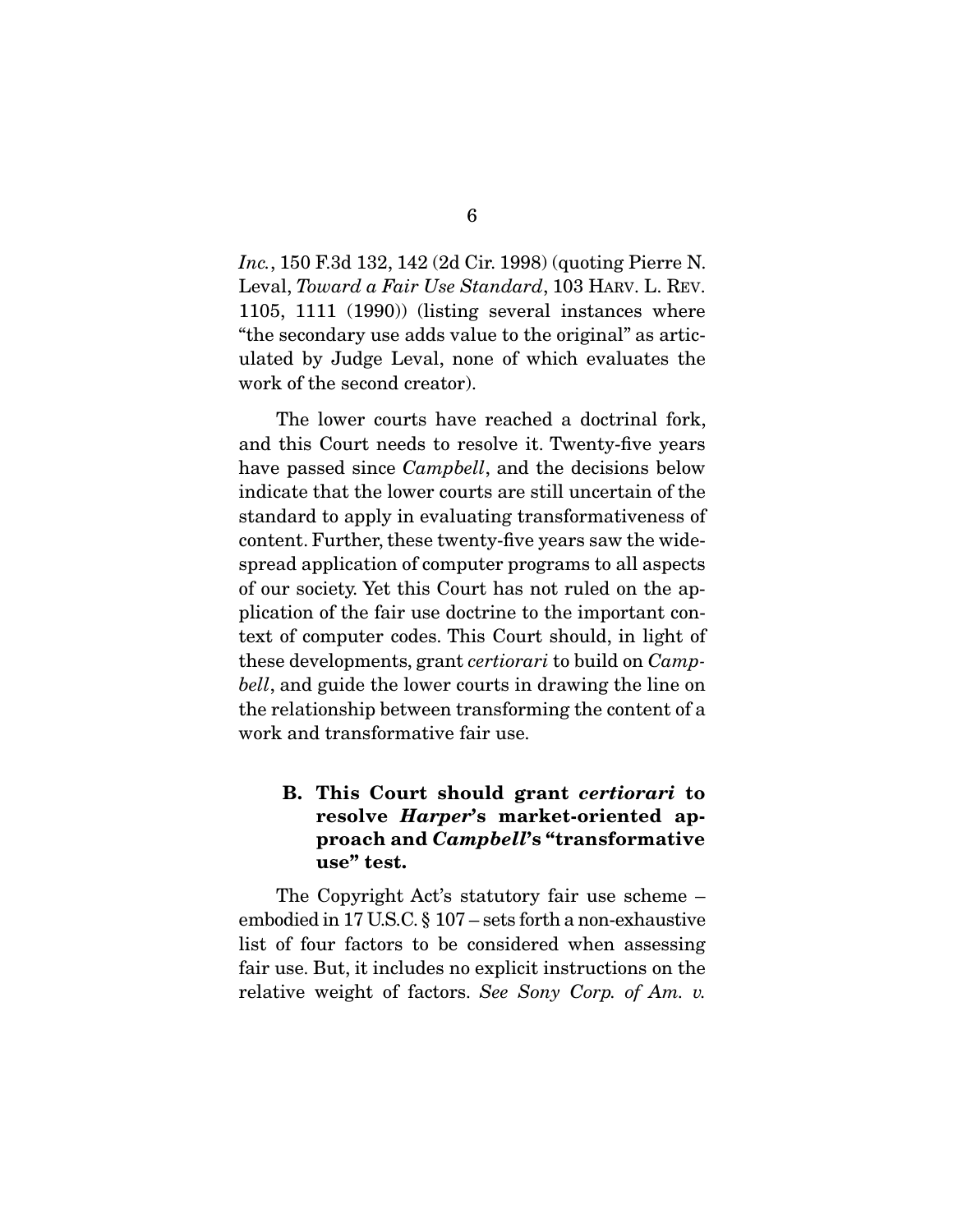*Inc.*, 150 F.3d 132, 142 (2d Cir. 1998) (quoting Pierre N. Leval, *Toward a Fair Use Standard*, 103 HARV. L. REV. 1105, 1111 (1990)) (listing several instances where "the secondary use adds value to the original" as articulated by Judge Leval, none of which evaluates the work of the second creator).

The lower courts have reached a doctrinal fork, and this Court needs to resolve it. Twenty-five years have passed since *Campbell*, and the decisions below indicate that the lower courts are still uncertain of the standard to apply in evaluating transformativeness of content. Further, these twenty-five years saw the widespread application of computer programs to all aspects of our society. Yet this Court has not ruled on the application of the fair use doctrine to the important context of computer codes. This Court should, in light of these developments, grant *certiorari* to build on *Campbell*, and guide the lower courts in drawing the line on the relationship between transforming the content of a work and transformative fair use.

### B. This Court should grant *certiorari* to resolve *Harper*'s market-oriented approach and *Campbell*'s "transformative use" test.

The Copyright Act's statutory fair use scheme – embodied in 17 U.S.C. § 107 – sets forth a non-exhaustive list of four factors to be considered when assessing fair use. But, it includes no explicit instructions on the relative weight of factors. *See Sony Corp. of Am. v.*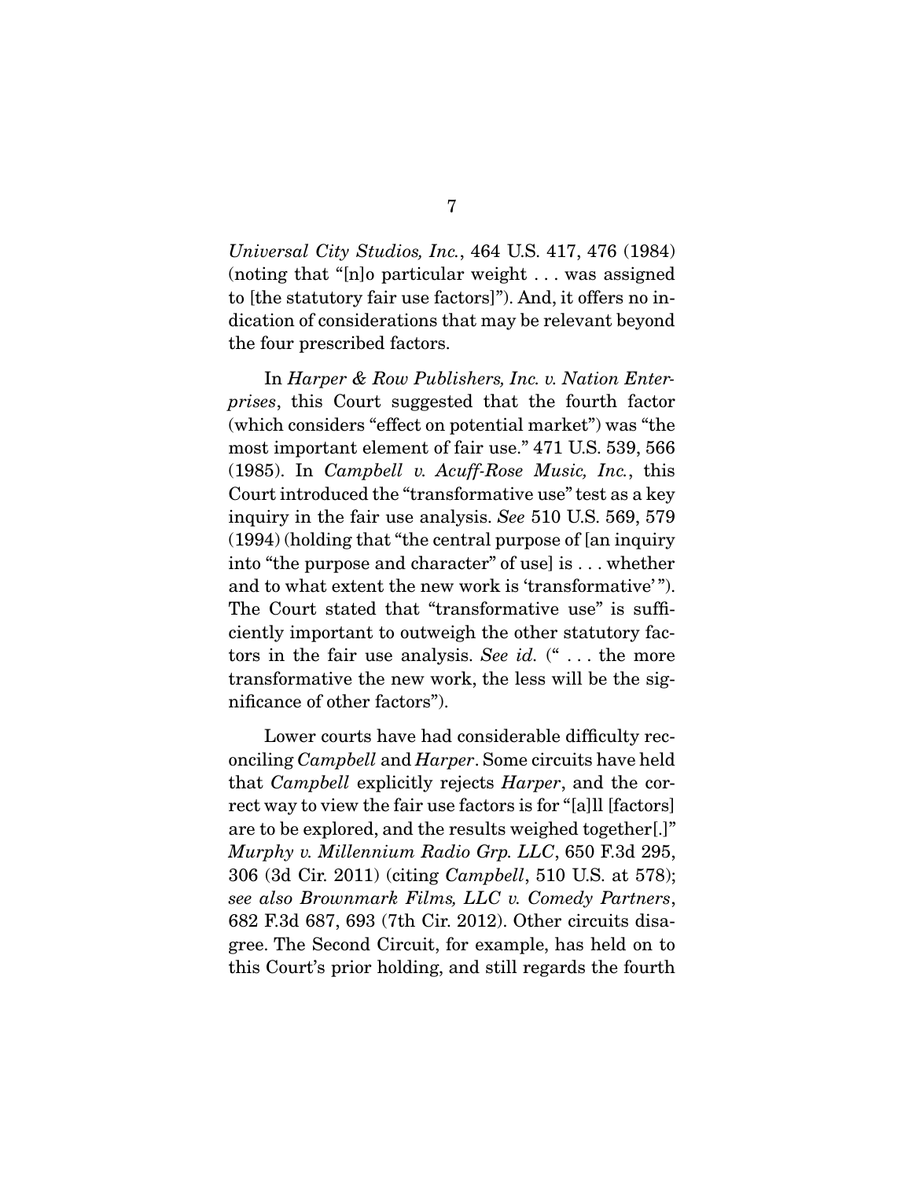*Universal City Studios, Inc.*, 464 U.S. 417, 476 (1984) (noting that "[n]o particular weight . . . was assigned to [the statutory fair use factors]"). And, it offers no indication of considerations that may be relevant beyond the four prescribed factors.

In *Harper & Row Publishers, Inc. v. Nation Enterprises*, this Court suggested that the fourth factor (which considers "effect on potential market") was "the most important element of fair use." 471 U.S. 539, 566 (1985). In *Campbell v. Acuff-Rose Music, Inc.*, this Court introduced the "transformative use" test as a key inquiry in the fair use analysis. *See* 510 U.S. 569, 579 (1994) (holding that "the central purpose of [an inquiry into "the purpose and character" of use] is . . . whether and to what extent the new work is 'transformative' "). The Court stated that "transformative use" is sufficiently important to outweigh the other statutory factors in the fair use analysis. *See id.* (" . . . the more transformative the new work, the less will be the significance of other factors").

Lower courts have had considerable difficulty reconciling *Campbell* and *Harper*. Some circuits have held that *Campbell* explicitly rejects *Harper*, and the correct way to view the fair use factors is for "[a]ll [factors] are to be explored, and the results weighed together[.]" *Murphy v. Millennium Radio Grp. LLC*, 650 F.3d 295, 306 (3d Cir. 2011) (citing *Campbell*, 510 U.S. at 578); *see also Brownmark Films, LLC v. Comedy Partners*, 682 F.3d 687, 693 (7th Cir. 2012). Other circuits disagree. The Second Circuit, for example, has held on to this Court's prior holding, and still regards the fourth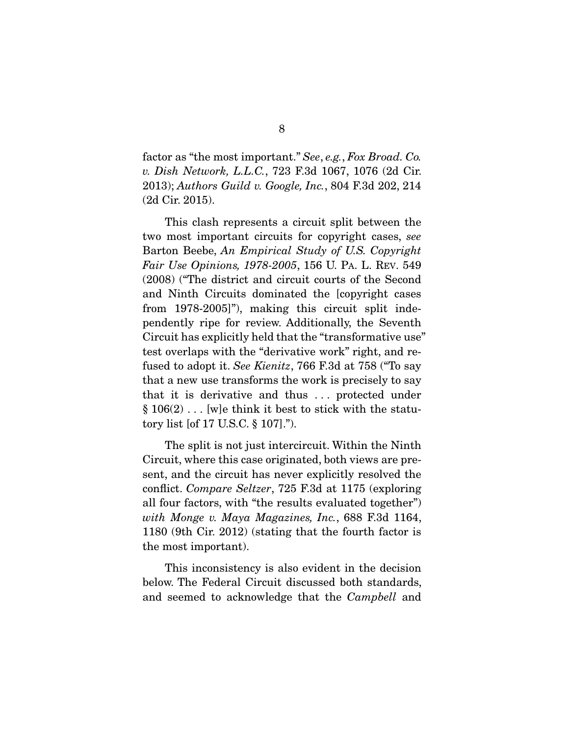factor as "the most important." *See*, *e.g.*, *Fox Broad. Co. v. Dish Network, L.L.C.*, 723 F.3d 1067, 1076 (2d Cir. 2013); *Authors Guild v. Google, Inc.*, 804 F.3d 202, 214 (2d Cir. 2015).

This clash represents a circuit split between the two most important circuits for copyright cases, *see* Barton Beebe, *An Empirical Study of U.S. Copyright Fair Use Opinions, 1978-2005*, 156 U. PA. L. REV. 549 (2008) ("The district and circuit courts of the Second and Ninth Circuits dominated the [copyright cases from 1978-2005]"), making this circuit split independently ripe for review. Additionally, the Seventh Circuit has explicitly held that the "transformative use" test overlaps with the "derivative work" right, and refused to adopt it. *See Kienitz*, 766 F.3d at 758 ("To say that a new use transforms the work is precisely to say that it is derivative and thus . . . protected under § 106(2) . . . [w]e think it best to stick with the statutory list [of 17 U.S.C. § 107].").

The split is not just intercircuit. Within the Ninth Circuit, where this case originated, both views are present, and the circuit has never explicitly resolved the conflict. *Compare Seltzer*, 725 F.3d at 1175 (exploring all four factors, with "the results evaluated together") *with Monge v. Maya Magazines, Inc.*, 688 F.3d 1164, 1180 (9th Cir. 2012) (stating that the fourth factor is the most important).

This inconsistency is also evident in the decision below. The Federal Circuit discussed both standards, and seemed to acknowledge that the *Campbell* and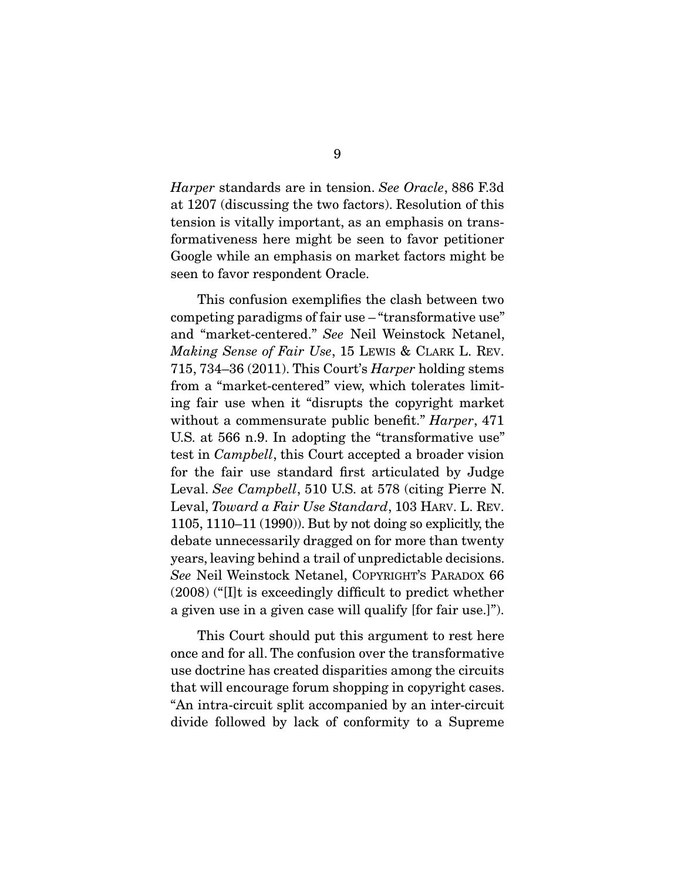*Harper* standards are in tension. *See Oracle*, 886 F.3d at 1207 (discussing the two factors). Resolution of this tension is vitally important, as an emphasis on transformativeness here might be seen to favor petitioner Google while an emphasis on market factors might be seen to favor respondent Oracle.

This confusion exemplifies the clash between two competing paradigms of fair use – "transformative use" and "market-centered." *See* Neil Weinstock Netanel, *Making Sense of Fair Use*, 15 LEWIS & CLARK L. REV. 715, 734–36 (2011). This Court's *Harper* holding stems from a "market-centered" view, which tolerates limiting fair use when it "disrupts the copyright market without a commensurate public benefit." *Harper*, 471 U.S. at 566 n.9. In adopting the "transformative use" test in *Campbell*, this Court accepted a broader vision for the fair use standard first articulated by Judge Leval. *See Campbell*, 510 U.S. at 578 (citing Pierre N. Leval, *Toward a Fair Use Standard*, 103 HARV. L. REV. 1105, 1110–11 (1990)). But by not doing so explicitly, the debate unnecessarily dragged on for more than twenty years, leaving behind a trail of unpredictable decisions. *See* Neil Weinstock Netanel, COPYRIGHT'S PARADOX 66 (2008) ("[I]t is exceedingly difficult to predict whether a given use in a given case will qualify [for fair use.]").

This Court should put this argument to rest here once and for all. The confusion over the transformative use doctrine has created disparities among the circuits that will encourage forum shopping in copyright cases. "An intra-circuit split accompanied by an inter-circuit divide followed by lack of conformity to a Supreme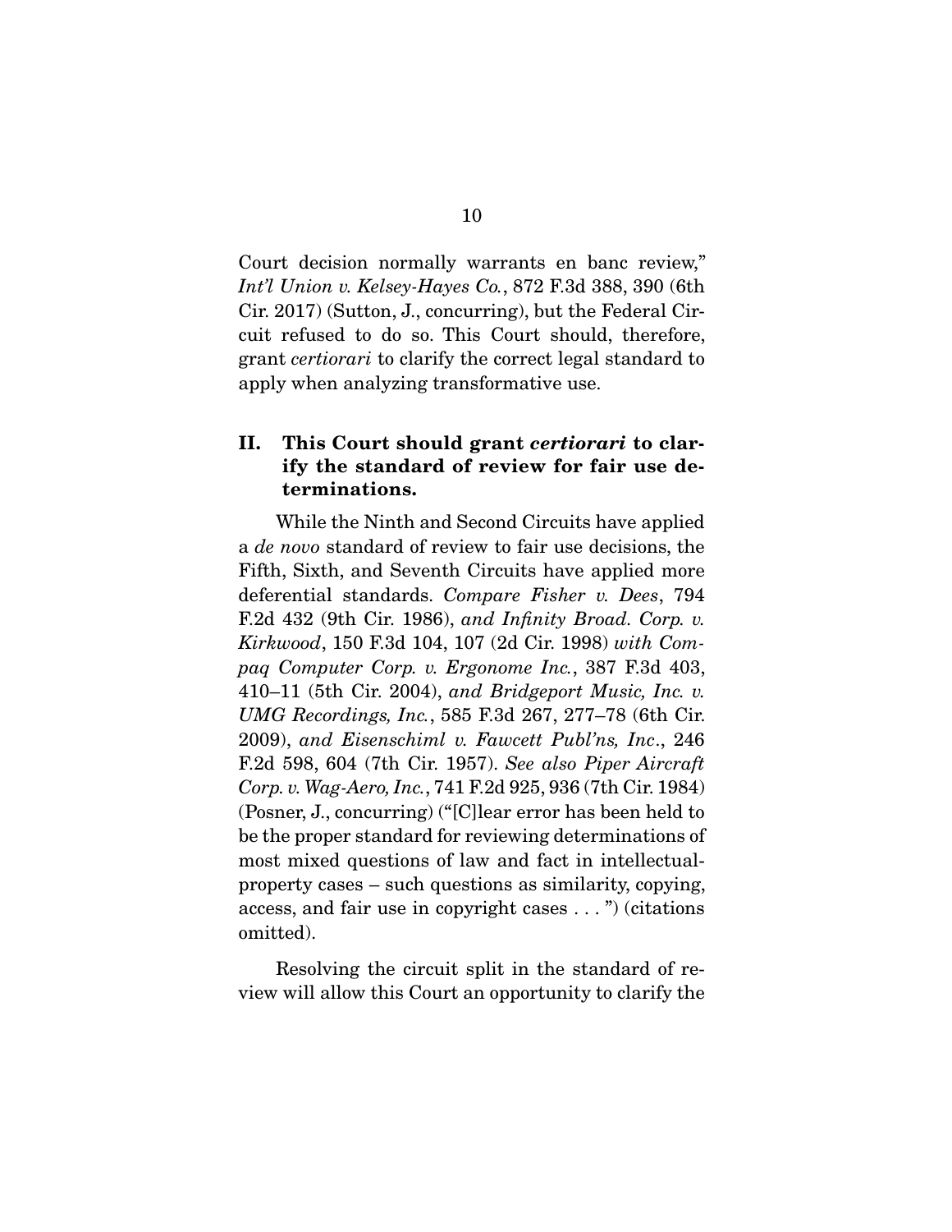Court decision normally warrants en banc review," *Int'l Union v. Kelsey-Hayes Co.*, 872 F.3d 388, 390 (6th Cir. 2017) (Sutton, J., concurring), but the Federal Circuit refused to do so. This Court should, therefore, grant *certiorari* to clarify the correct legal standard to apply when analyzing transformative use.

## II. This Court should grant *certiorari* to clarify the standard of review for fair use determinations.

While the Ninth and Second Circuits have applied a *de novo* standard of review to fair use decisions, the Fifth, Sixth, and Seventh Circuits have applied more deferential standards. *Compare Fisher v. Dees*, 794 F.2d 432 (9th Cir. 1986), *and Infinity Broad. Corp. v. Kirkwood*, 150 F.3d 104, 107 (2d Cir. 1998) *with Compaq Computer Corp. v. Ergonome Inc.*, 387 F.3d 403, 410–11 (5th Cir. 2004), *and Bridgeport Music, Inc. v. UMG Recordings, Inc.*, 585 F.3d 267, 277–78 (6th Cir. 2009), *and Eisenschiml v. Fawcett Publ'ns, Inc*., 246 F.2d 598, 604 (7th Cir. 1957). *See also Piper Aircraft Corp. v. Wag-Aero, Inc.*, 741 F.2d 925, 936 (7th Cir. 1984) (Posner, J., concurring) ("[C]lear error has been held to be the proper standard for reviewing determinations of most mixed questions of law and fact in intellectual-property cases – such questions as similarity, copying, access, and fair use in copyright cases . . . ") (citations omitted).

Resolving the circuit split in the standard of review will allow this Court an opportunity to clarify the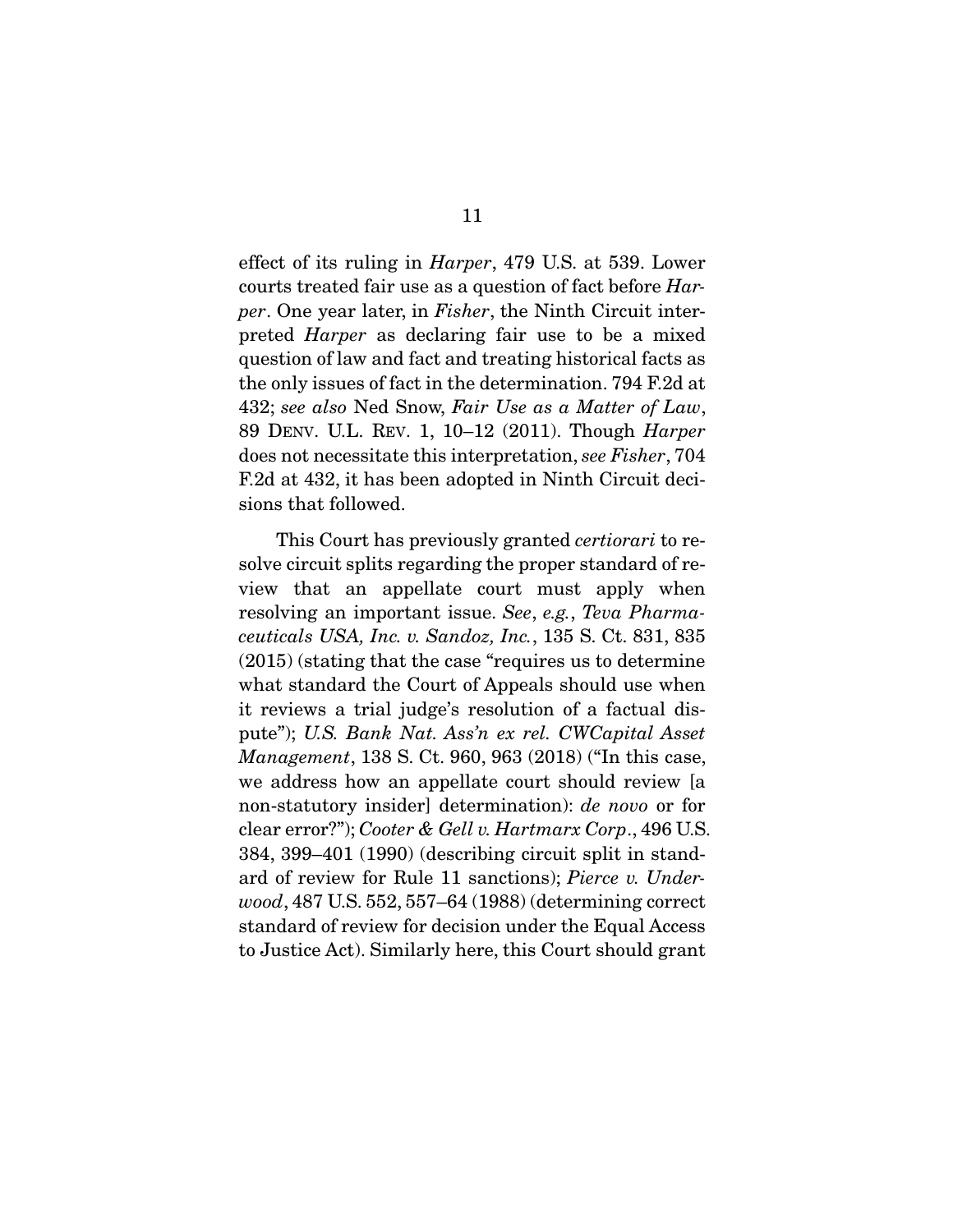effect of its ruling in *Harper*, 479 U.S. at 539. Lower courts treated fair use as a question of fact before *Harper*. One year later, in *Fisher*, the Ninth Circuit interpreted *Harper* as declaring fair use to be a mixed question of law and fact and treating historical facts as the only issues of fact in the determination. 794 F.2d at 432; *see also* Ned Snow, *Fair Use as a Matter of Law*, 89 DENV. U.L. REV. 1, 10–12 (2011). Though *Harper* does not necessitate this interpretation, *see Fisher*, 704 F.2d at 432, it has been adopted in Ninth Circuit decisions that followed.

This Court has previously granted *certiorari* to resolve circuit splits regarding the proper standard of review that an appellate court must apply when resolving an important issue. *See*, *e.g.*, *Teva Pharmaceuticals USA, Inc. v. Sandoz, Inc.*, 135 S. Ct. 831, 835 (2015) (stating that the case "requires us to determine what standard the Court of Appeals should use when it reviews a trial judge's resolution of a factual dispute"); *U.S. Bank Nat. Ass'n ex rel. CWCapital Asset Management*, 138 S. Ct. 960, 963 (2018) ("In this case, we address how an appellate court should review [a non-statutory insider] determination): *de novo* or for clear error?"); *Cooter & Gell v. Hartmarx Corp*., 496 U.S. 384, 399–401 (1990) (describing circuit split in standard of review for Rule 11 sanctions); *Pierce v. Underwood*, 487 U.S. 552, 557–64 (1988) (determining correct standard of review for decision under the Equal Access to Justice Act). Similarly here, this Court should grant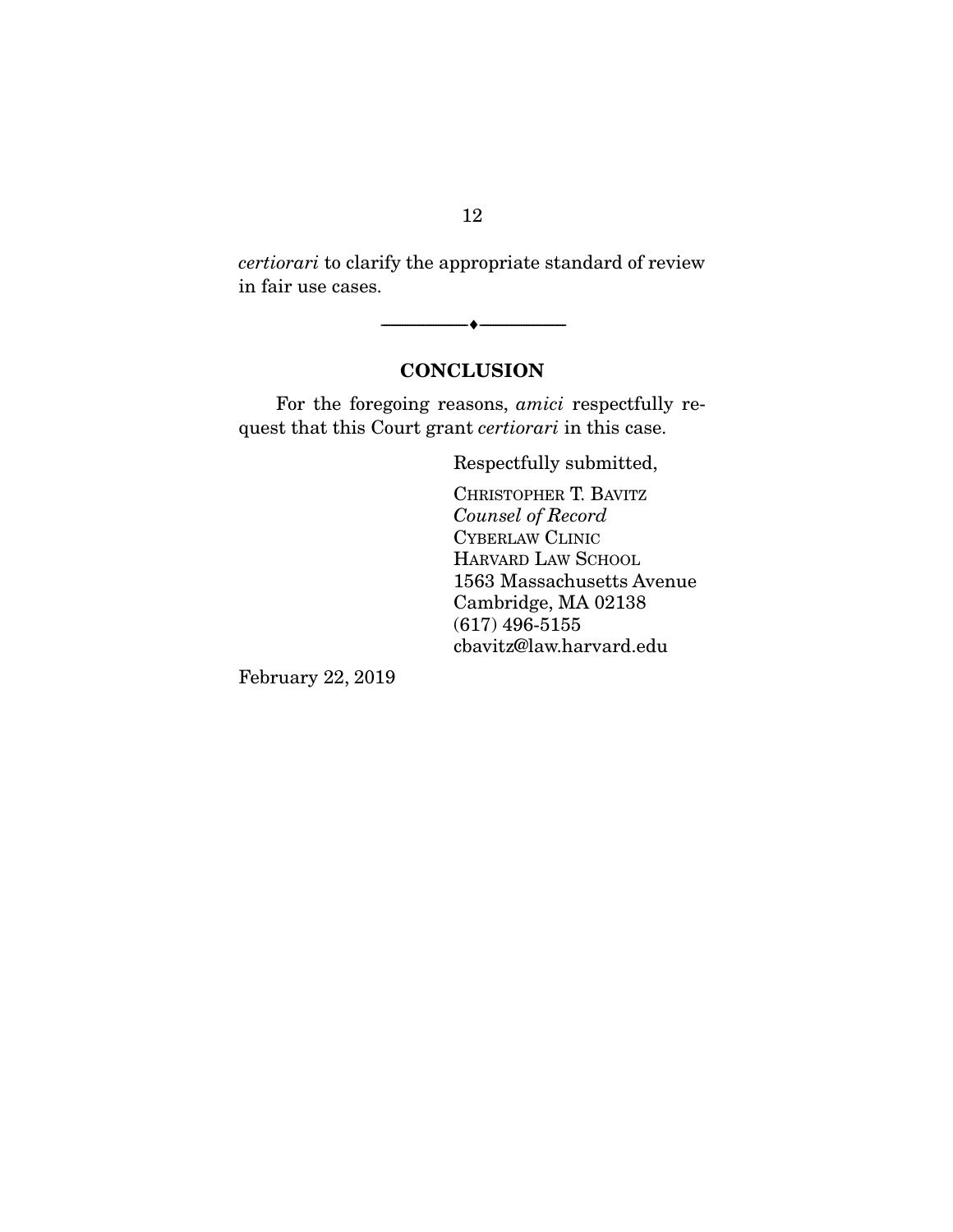*certiorari* to clarify the appropriate standard of review in fair use cases.

---

## CONCLUSION

For the foregoing reasons, *amici* respectfully request that this Court grant *certiorari* in this case.

Respectfully submitted,

CHRISTOPHER T. BAVITZ
*Counsel of Record*
CYBERLAW CLINIC
HARVARD LAW SCHOOL
1563 Massachusetts Avenue
Cambridge, MA 02138
(617) 496-5155
cbavitz@law.harvard.edu

February 22, 2019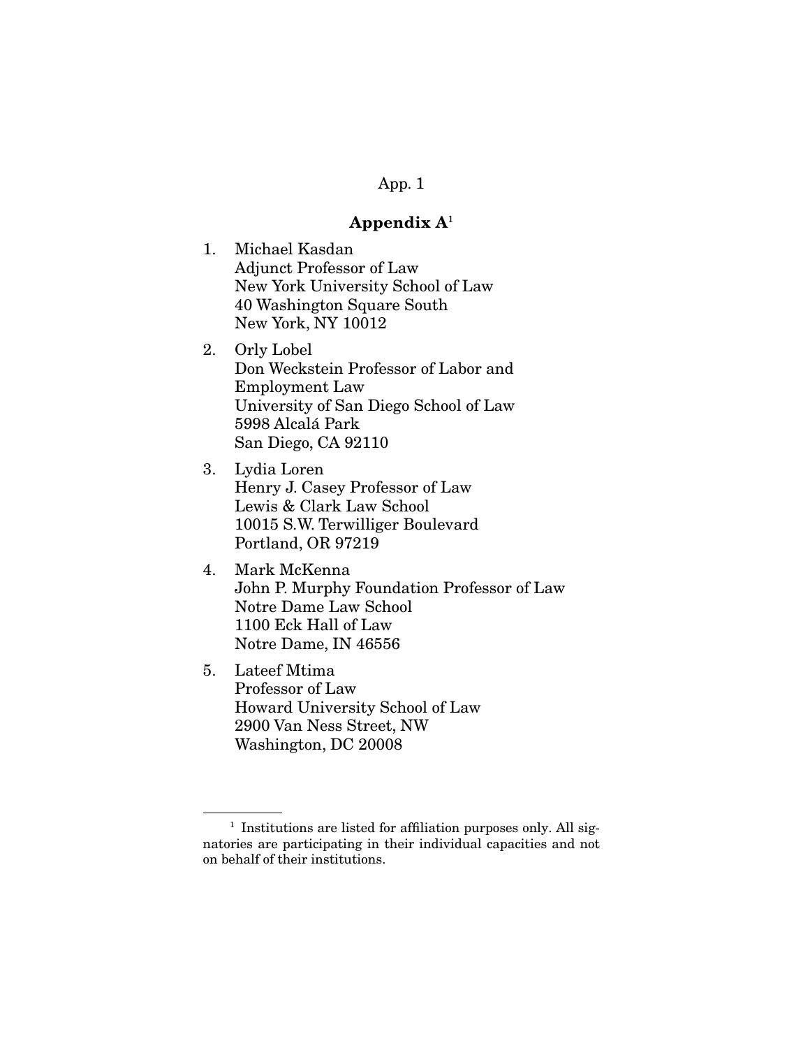## Appendix A[1]

1. Michael Kasdan
   Adjunct Professor of Law
   New York University School of Law
   40 Washington Square South
   New York, NY 10012

2. Orly Lobel
   Don Weckstein Professor of Labor and Employment Law
   University of San Diego School of Law
   5998 Alcalá Park
   San Diego, CA 92110

3. Lydia Loren
   Henry J. Casey Professor of Law
   Lewis & Clark Law School
   10015 S.W. Terwilliger Boulevard
   Portland, OR 97219

4. Mark McKenna
   John P. Murphy Foundation Professor of Law
   Notre Dame Law School
   1100 Eck Hall of Law
   Notre Dame, IN 46556

5. Lateef Mtima
   Professor of Law
   Howard University School of Law
   2900 Van Ness Street, NW
   Washington, DC 20008

---

[1] Institutions are listed for affiliation purposes only. All signatories are participating in their individual capacities and not on behalf of their institutions.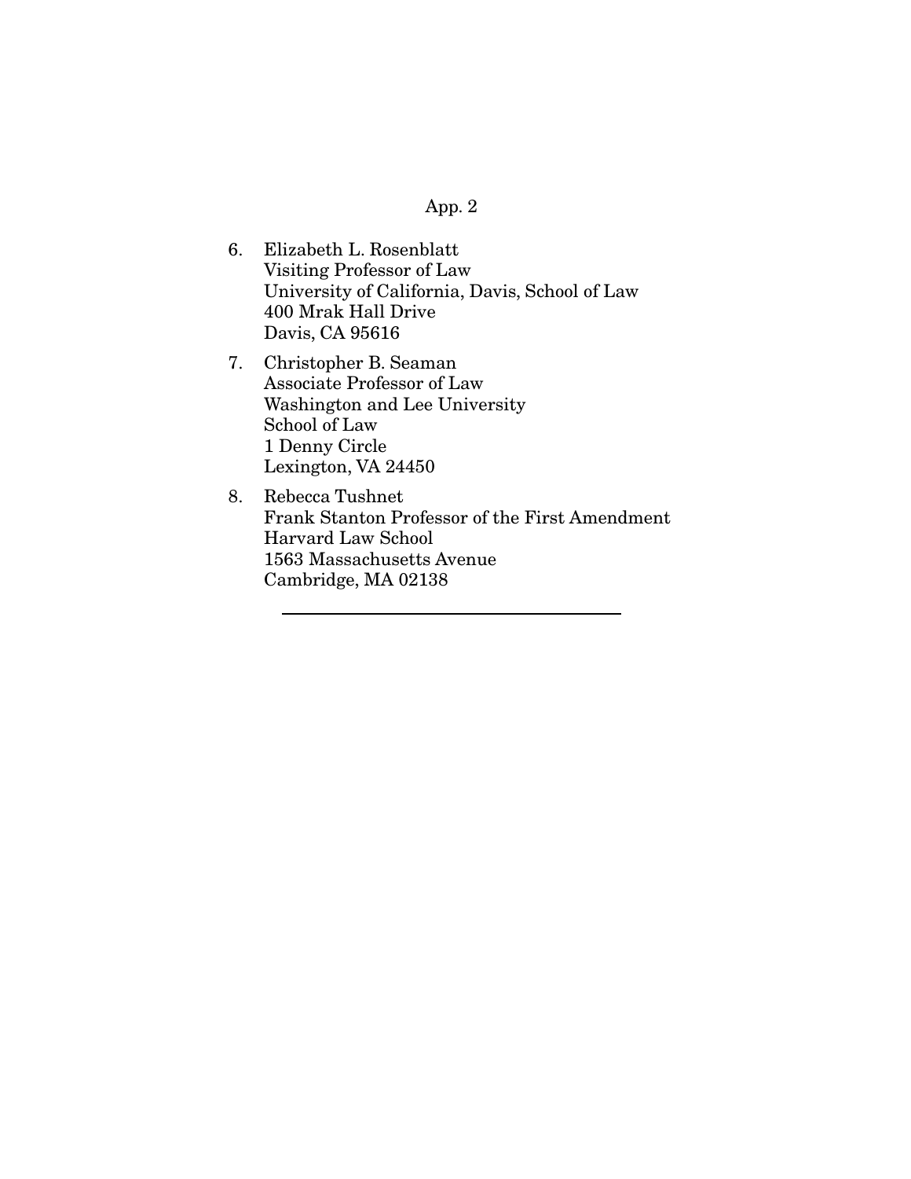6. Elizabeth L. Rosenblatt
   Visiting Professor of Law
   University of California, Davis, School of Law
   400 Mrak Hall Drive
   Davis, CA 95616

7. Christopher B. Seaman
   Associate Professor of Law
   Washington and Lee University
   School of Law
   1 Denny Circle
   Lexington, VA 24450

8. Rebecca Tushnet
   Frank Stanton Professor of the First Amendment
   Harvard Law School
   1563 Massachusetts Avenue
   Cambridge, MA 02138